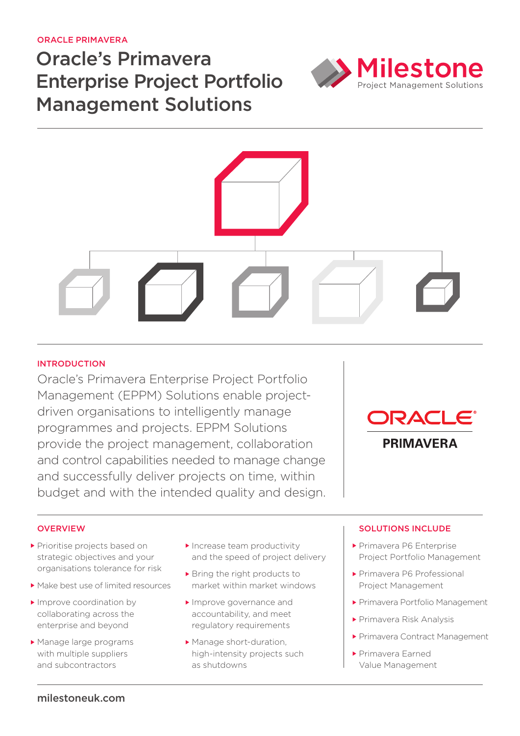ORACLE PRIMAVERA

# Oracle's Primavera Enterprise Project Portfolio Management Solutions

Milestone
Project Management Solutions

## INTRODUCTION

Oracle's Primavera Enterprise Project Portfolio Management (EPPM) Solutions enable project-driven organisations to intelligently manage programmes and projects. EPPM Solutions provide the project management, collaboration and control capabilities needed to manage change and successfully deliver projects on time, within budget and with the intended quality and design.

ORACLE
PRIMAVERA

## OVERVIEW

- Prioritise projects based on strategic objectives and your organisations tolerance for risk
- Make best use of limited resources
- Improve coordination by collaborating across the enterprise and beyond
- Manage large programs with multiple suppliers and subcontractors
- Increase team productivity and the speed of project delivery
- Bring the right products to market within market windows
- Improve governance and accountability, and meet regulatory requirements
- Manage short-duration, high-intensity projects such as shutdowns

## SOLUTIONS INCLUDE

- Primavera P6 Enterprise Project Portfolio Management
- Primavera P6 Professional Project Management
- Primavera Portfolio Management
- Primavera Risk Analysis
- Primavera Contract Management
- Primavera Earned Value Management

milestoneuk.com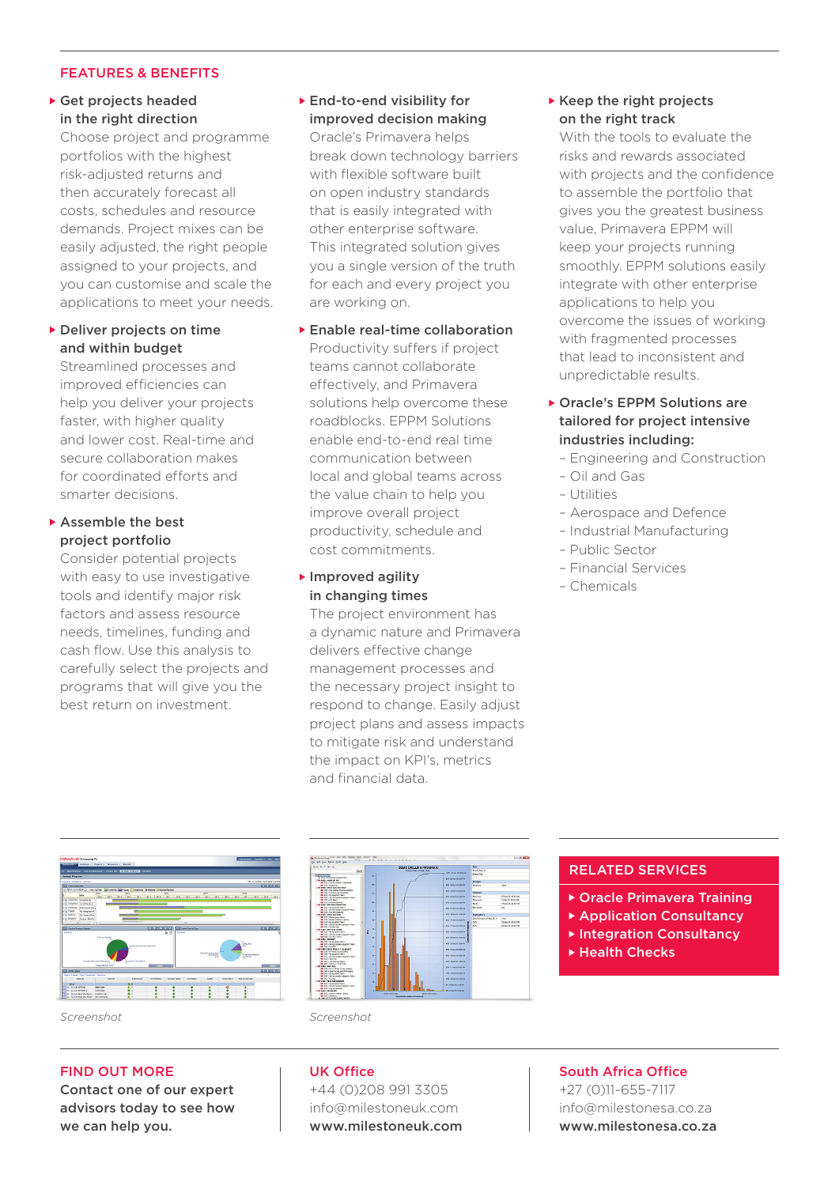## FEATURES & BENEFITS

**Get projects headed in the right direction**
Choose project and programme portfolios with the highest risk-adjusted returns and then accurately forecast all costs, schedules and resource demands. Project mixes can be easily adjusted, the right people assigned to your projects, and you can customise and scale the applications to meet your needs.

**Deliver projects on time and within budget**
Streamlined processes and improved efficiencies can help you deliver your projects faster, with higher quality and lower cost. Real-time and secure collaboration makes for coordinated efforts and smarter decisions.

**Assemble the best project portfolio**
Consider potential projects with easy to use investigative tools and identify major risk factors and assess resource needs, timelines, funding and cash flow. Use this analysis to carefully select the projects and programs that will give you the best return on investment.

**End-to-end visibility for improved decision making**
Oracle's Primavera helps break down technology barriers with flexible software built on open industry standards that is easily integrated with other enterprise software. This integrated solution gives you a single version of the truth for each and every project you are working on.

**Enable real-time collaboration**
Productivity suffers if project teams cannot collaborate effectively, and Primavera solutions help overcome these roadblocks. EPPM Solutions enable end-to-end real time communication between local and global teams across the value chain to help you improve overall project productivity, schedule and cost commitments.

**Improved agility in changing times**
The project environment has a dynamic nature and Primavera delivers effective change management processes and the necessary project insight to respond to change. Easily adjust project plans and assess impacts to mitigate risk and understand the impact on KPI's, metrics and financial data.

**Keep the right projects on the right track**
With the tools to evaluate the risks and rewards associated with projects and the confidence to assemble the portfolio that gives you the greatest business value, Primavera EPPM will keep your projects running smoothly. EPPM solutions easily integrate with other enterprise applications to help you overcome the issues of working with fragmented processes that lead to inconsistent and unpredictable results.

**Oracle's EPPM Solutions are tailored for project intensive industries including:**
- Engineering and Construction
- Oil and Gas
- Utilities
- Aerospace and Defence
- Industrial Manufacturing
- Public Sector
- Financial Services
- Chemicals

*Screenshot*

*Screenshot*

## RELATED SERVICES

- Oracle Primavera Training
- Application Consultancy
- Integration Consultancy
- Health Checks

## FIND OUT MORE

**Contact one of our expert advisors today to see how we can help you.**

**UK Office**
+44 (0)208 991 3305
info@milestoneuk.com
**www.milestoneuk.com**

**South Africa Office**
+27 (0)11-655-7117
info@milestonesa.co.za
**www.milestonesa.co.za**